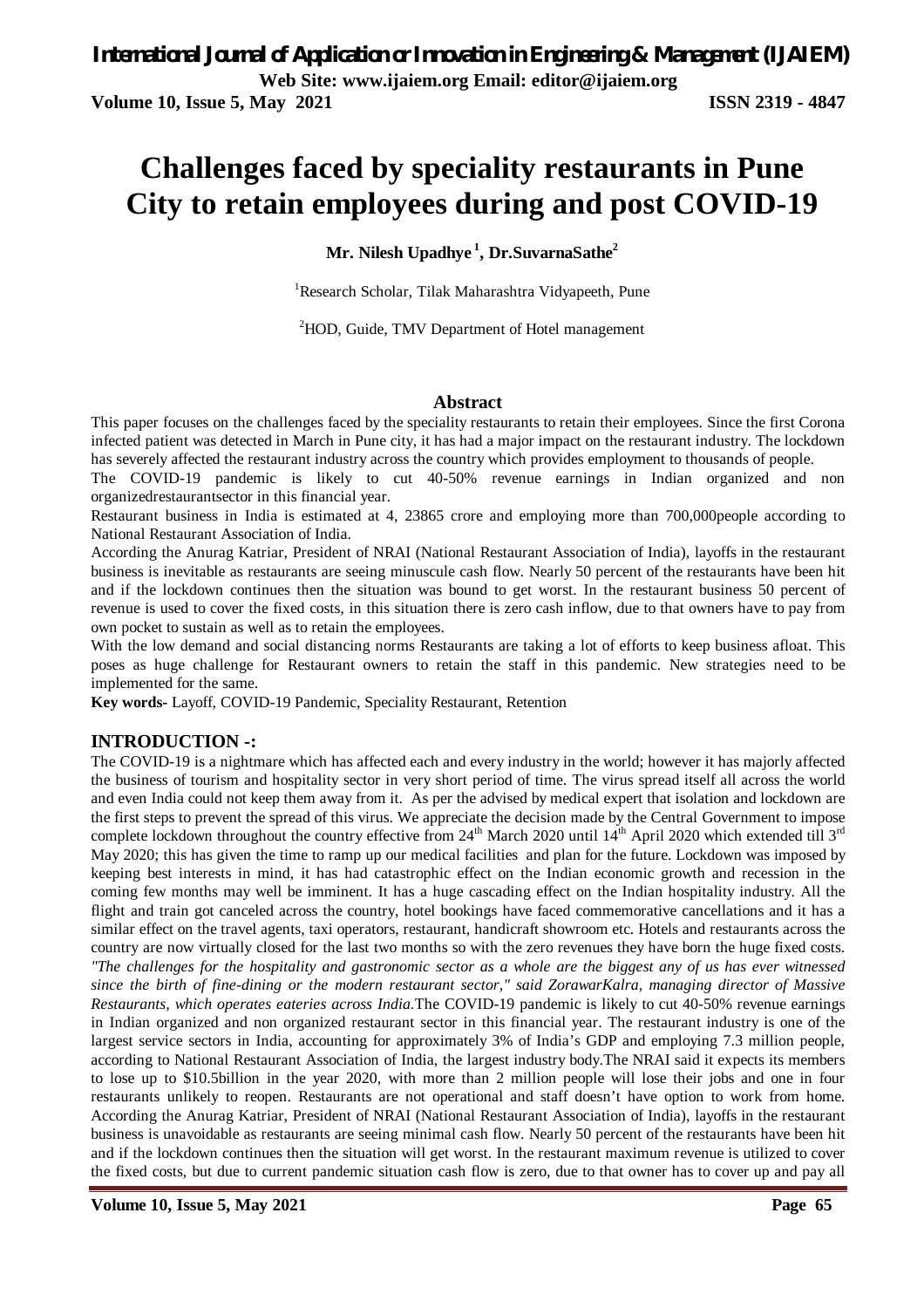# Challenges faced by speciality restaurants in Pune City to retain employees during and post COVID-19

**Mr. Nilesh Upadhye [1], Dr.SuvarnaSathe[2]**

[1]Research Scholar, Tilak Maharashtra Vidyapeeth, Pune

[2]HOD, Guide, TMV Department of Hotel management

## Abstract

This paper focuses on the challenges faced by the speciality restaurants to retain their employees. Since the first Corona infected patient was detected in March in Pune city, it has had a major impact on the restaurant industry. The lockdown has severely affected the restaurant industry across the country which provides employment to thousands of people.

The COVID-19 pandemic is likely to cut 40-50% revenue earnings in Indian organized and non organizedrestaurantsector in this financial year.

Restaurant business in India is estimated at 4, 23865 crore and employing more than 700,000people according to National Restaurant Association of India.

According the Anurag Katriar, President of NRAI (National Restaurant Association of India), layoffs in the restaurant business is inevitable as restaurants are seeing minuscule cash flow. Nearly 50 percent of the restaurants have been hit and if the lockdown continues then the situation was bound to get worst. In the restaurant business 50 percent of revenue is used to cover the fixed costs, in this situation there is zero cash inflow, due to that owners have to pay from own pocket to sustain as well as to retain the employees.

With the low demand and social distancing norms Restaurants are taking a lot of efforts to keep business afloat. This poses as huge challenge for Restaurant owners to retain the staff in this pandemic. New strategies need to be implemented for the same.

**Key words-** Layoff, COVID-19 Pandemic, Speciality Restaurant, Retention

## INTRODUCTION -:

The COVID-19 is a nightmare which has affected each and every industry in the world; however it has majorly affected the business of tourism and hospitality sector in very short period of time. The virus spread itself all across the world and even India could not keep them away from it. As per the advised by medical expert that isolation and lockdown are the first steps to prevent the spread of this virus. We appreciate the decision made by the Central Government to impose complete lockdown throughout the country effective from 24th March 2020 until 14th April 2020 which extended till 3rd May 2020; this has given the time to ramp up our medical facilities and plan for the future. Lockdown was imposed by keeping best interests in mind, it has had catastrophic effect on the Indian economic growth and recession in the coming few months may well be imminent. It has a huge cascading effect on the Indian hospitality industry. All the flight and train got canceled across the country, hotel bookings have faced commemorative cancellations and it has a similar effect on the travel agents, taxi operators, restaurant, handicraft showroom etc. Hotels and restaurants across the country are now virtually closed for the last two months so with the zero revenues they have born the huge fixed costs. *"The challenges for the hospitality and gastronomic sector as a whole are the biggest any of us has ever witnessed since the birth of fine-dining or the modern restaurant sector," said ZorawarKalra, managing director of Massive Restaurants, which operates eateries across India.*The COVID-19 pandemic is likely to cut 40-50% revenue earnings in Indian organized and non organized restaurant sector in this financial year. The restaurant industry is one of the largest service sectors in India, accounting for approximately 3% of India's GDP and employing 7.3 million people, according to National Restaurant Association of India, the largest industry body.The NRAI said it expects its members to lose up to $10.5billion in the year 2020, with more than 2 million people will lose their jobs and one in four restaurants unlikely to reopen. Restaurants are not operational and staff doesn't have option to work from home. According the Anurag Katriar, President of NRAI (National Restaurant Association of India), layoffs in the restaurant business is unavoidable as restaurants are seeing minimal cash flow. Nearly 50 percent of the restaurants have been hit and if the lockdown continues then the situation will get worst. In the restaurant maximum revenue is utilized to cover the fixed costs, but due to current pandemic situation cash flow is zero, due to that owner has to cover up and pay all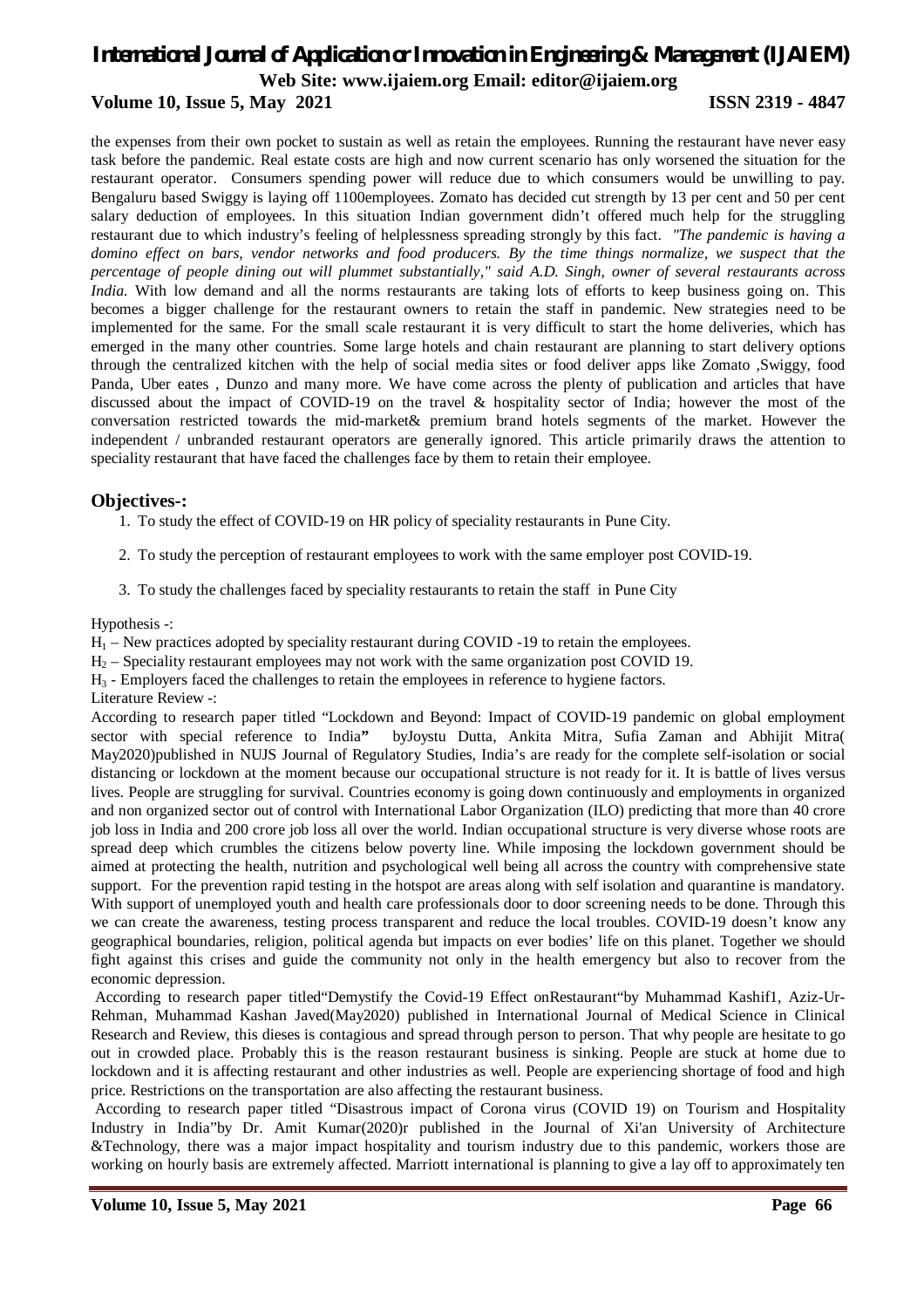the expenses from their own pocket to sustain as well as retain the employees. Running the restaurant have never easy task before the pandemic. Real estate costs are high and now current scenario has only worsened the situation for the restaurant operator. Consumers spending power will reduce due to which consumers would be unwilling to pay. Bengaluru based Swiggy is laying off 1100employees. Zomato has decided cut strength by 13 per cent and 50 per cent salary deduction of employees. In this situation Indian government didn't offered much help for the struggling restaurant due to which industry's feeling of helplessness spreading strongly by this fact. *"The pandemic is having a domino effect on bars, vendor networks and food producers. By the time things normalize, we suspect that the percentage of people dining out will plummet substantially," said A.D. Singh, owner of several restaurants across India.* With low demand and all the norms restaurants are taking lots of efforts to keep business going on. This becomes a bigger challenge for the restaurant owners to retain the staff in pandemic. New strategies need to be implemented for the same. For the small scale restaurant it is very difficult to start the home deliveries, which has emerged in the many other countries. Some large hotels and chain restaurant are planning to start delivery options through the centralized kitchen with the help of social media sites or food deliver apps like Zomato ,Swiggy, food Panda, Uber eates , Dunzo and many more. We have come across the plenty of publication and articles that have discussed about the impact of COVID-19 on the travel & hospitality sector of India; however the most of the conversation restricted towards the mid-market& premium brand hotels segments of the market. However the independent / unbranded restaurant operators are generally ignored. This article primarily draws the attention to speciality restaurant that have faced the challenges face by them to retain their employee.

## Objectives-:

1. To study the effect of COVID-19 on HR policy of speciality restaurants in Pune City.
2. To study the perception of restaurant employees to work with the same employer post COVID-19.
3. To study the challenges faced by speciality restaurants to retain the staff in Pune City

Hypothesis -:

$H_1$ – New practices adopted by speciality restaurant during COVID -19 to retain the employees.

$H_2$ – Speciality restaurant employees may not work with the same organization post COVID 19.

$H_3$ - Employers faced the challenges to retain the employees in reference to hygiene factors.

Literature Review -:

According to research paper titled "Lockdown and Beyond: Impact of COVID-19 pandemic on global employment sector with special reference to India**"** byJoystu Dutta, Ankita Mitra, Sufia Zaman and Abhijit Mitra( May2020)published in NUJS Journal of Regulatory Studies, India's are ready for the complete self-isolation or social distancing or lockdown at the moment because our occupational structure is not ready for it. It is battle of lives versus lives. People are struggling for survival. Countries economy is going down continuously and employments in organized and non organized sector out of control with International Labor Organization (ILO) predicting that more than 40 crore job loss in India and 200 crore job loss all over the world. Indian occupational structure is very diverse whose roots are spread deep which crumbles the citizens below poverty line. While imposing the lockdown government should be aimed at protecting the health, nutrition and psychological well being all across the country with comprehensive state support. For the prevention rapid testing in the hotspot are areas along with self isolation and quarantine is mandatory. With support of unemployed youth and health care professionals door to door screening needs to be done. Through this we can create the awareness, testing process transparent and reduce the local troubles. COVID-19 doesn't know any geographical boundaries, religion, political agenda but impacts on ever bodies' life on this planet. Together we should fight against this crises and guide the community not only in the health emergency but also to recover from the economic depression.

According to research paper titled"Demystify the Covid-19 Effect onRestaurant"by Muhammad Kashif1, Aziz-Ur-Rehman, Muhammad Kashan Javed(May2020) published in International Journal of Medical Science in Clinical Research and Review, this dieses is contagious and spread through person to person. That why people are hesitate to go out in crowded place. Probably this is the reason restaurant business is sinking. People are stuck at home due to lockdown and it is affecting restaurant and other industries as well. People are experiencing shortage of food and high price. Restrictions on the transportation are also affecting the restaurant business.

According to research paper titled "Disastrous impact of Corona virus (COVID 19) on Tourism and Hospitality Industry in India"by Dr. Amit Kumar(2020)r published in the Journal of Xi'an University of Architecture &Technology, there was a major impact hospitality and tourism industry due to this pandemic, workers those are working on hourly basis are extremely affected. Marriott international is planning to give a lay off to approximately ten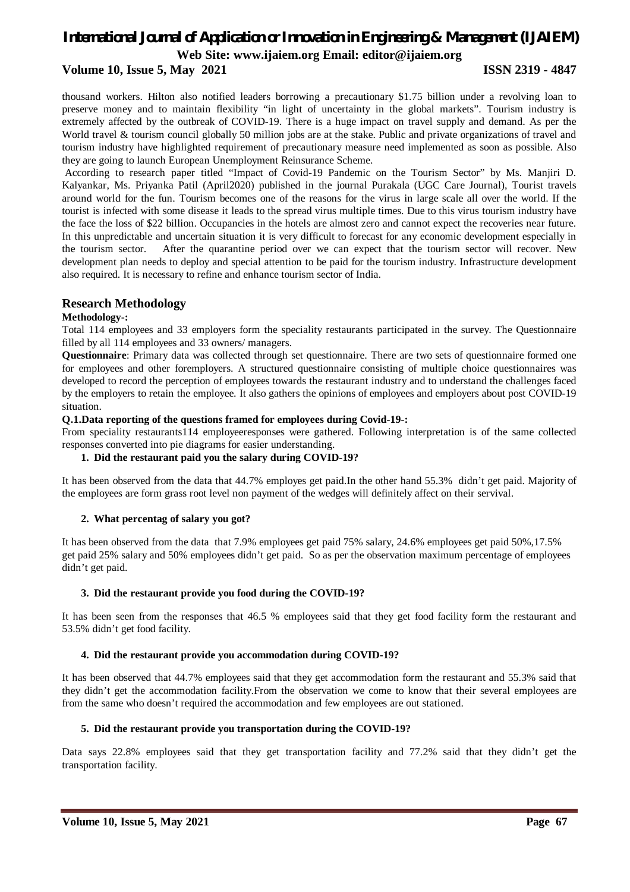thousand workers. Hilton also notified leaders borrowing a precautionary $1.75 billion under a revolving loan to preserve money and to maintain flexibility "in light of uncertainty in the global markets". Tourism industry is extremely affected by the outbreak of COVID-19. There is a huge impact on travel supply and demand. As per the World travel & tourism council globally 50 million jobs are at the stake. Public and private organizations of travel and tourism industry have highlighted requirement of precautionary measure need implemented as soon as possible. Also they are going to launch European Unemployment Reinsurance Scheme.

According to research paper titled "Impact of Covid-19 Pandemic on the Tourism Sector" by Ms. Manjiri D. Kalyankar, Ms. Priyanka Patil (April2020) published in the journal Purakala (UGC Care Journal), Tourist travels around world for the fun. Tourism becomes one of the reasons for the virus in large scale all over the world. If the tourist is infected with some disease it leads to the spread virus multiple times. Due to this virus tourism industry have the face the loss of $22 billion. Occupancies in the hotels are almost zero and cannot expect the recoveries near future. In this unpredictable and uncertain situation it is very difficult to forecast for any economic development especially in the tourism sector. After the quarantine period over we can expect that the tourism sector will recover. New development plan needs to deploy and special attention to be paid for the tourism industry. Infrastructure development also required. It is necessary to refine and enhance tourism sector of India.

## Research Methodology

**Methodology-:**

Total 114 employees and 33 employers form the speciality restaurants participated in the survey. The Questionnaire filled by all 114 employees and 33 owners/ managers.

**Questionnaire**: Primary data was collected through set questionnaire. There are two sets of questionnaire formed one for employees and other foremployers. A structured questionnaire consisting of multiple choice questionnaires was developed to record the perception of employees towards the restaurant industry and to understand the challenges faced by the employers to retain the employee. It also gathers the opinions of employees and employers about post COVID-19 situation.

**Q.1.Data reporting of the questions framed for employees during Covid-19-:**

From speciality restaurants114 employeeresponses were gathered. Following interpretation is of the same collected responses converted into pie diagrams for easier understanding.

1. **Did the restaurant paid you the salary during COVID-19?**

It has been observed from the data that 44.7% employes get paid.In the other hand 55.3% didn't get paid. Majority of the employees are form grass root level non payment of the wedges will definitely affect on their servival.

2. **What percentag of salary you got?**

It has been observed from the data that 7.9% employees get paid 75% salary, 24.6% employees get paid 50%,17.5% get paid 25% salary and 50% employees didn't get paid. So as per the observation maximum percentage of employees didn't get paid.

3. **Did the restaurant provide you food during the COVID-19?**

It has been seen from the responses that 46.5 % employees said that they get food facility form the restaurant and 53.5% didn't get food facility.

4. **Did the restaurant provide you accommodation during COVID-19?**

It has been observed that 44.7% employees said that they get accommodation form the restaurant and 55.3% said that they didn't get the accommodation facility.From the observation we come to know that their several employees are from the same who doesn't required the accommodation and few employees are out stationed.

5. **Did the restaurant provide you transportation during the COVID-19?**

Data says 22.8% employees said that they get transportation facility and 77.2% said that they didn't get the transportation facility.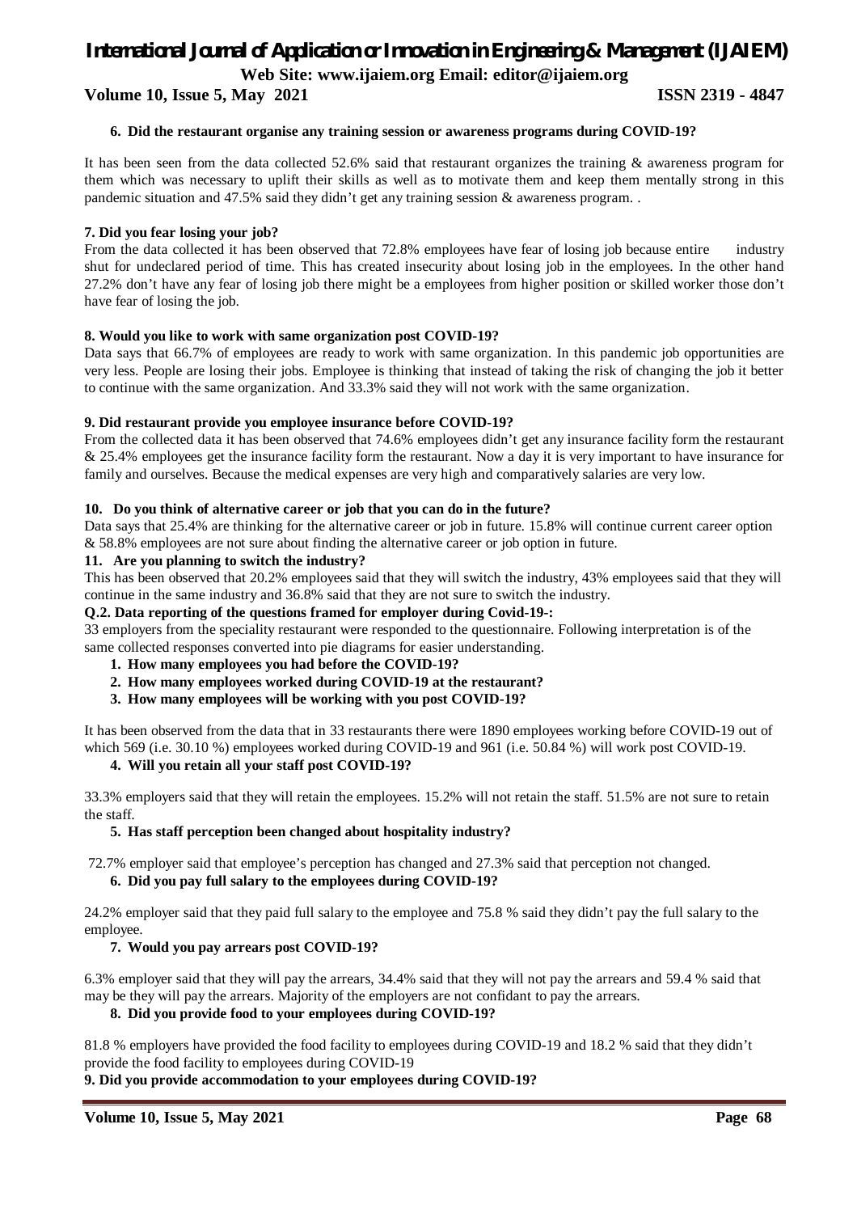**6. Did the restaurant organise any training session or awareness programs during COVID-19?**

It has been seen from the data collected 52.6% said that restaurant organizes the training & awareness program for them which was necessary to uplift their skills as well as to motivate them and keep them mentally strong in this pandemic situation and 47.5% said they didn't get any training session & awareness program. .

**7. Did you fear losing your job?**

From the data collected it has been observed that 72.8% employees have fear of losing job because entire industry shut for undeclared period of time. This has created insecurity about losing job in the employees. In the other hand 27.2% don't have any fear of losing job there might be a employees from higher position or skilled worker those don't have fear of losing the job.

**8. Would you like to work with same organization post COVID-19?**

Data says that 66.7% of employees are ready to work with same organization. In this pandemic job opportunities are very less. People are losing their jobs. Employee is thinking that instead of taking the risk of changing the job it better to continue with the same organization. And 33.3% said they will not work with the same organization.

**9. Did restaurant provide you employee insurance before COVID-19?**

From the collected data it has been observed that 74.6% employees didn't get any insurance facility form the restaurant & 25.4% employees get the insurance facility form the restaurant. Now a day it is very important to have insurance for family and ourselves. Because the medical expenses are very high and comparatively salaries are very low.

**10. Do you think of alternative career or job that you can do in the future?**

Data says that 25.4% are thinking for the alternative career or job in future. 15.8% will continue current career option & 58.8% employees are not sure about finding the alternative career or job option in future.

**11. Are you planning to switch the industry?**

This has been observed that 20.2% employees said that they will switch the industry, 43% employees said that they will continue in the same industry and 36.8% said that they are not sure to switch the industry.

**Q.2. Data reporting of the questions framed for employer during Covid-19-:**

33 employers from the speciality restaurant were responded to the questionnaire. Following interpretation is of the same collected responses converted into pie diagrams for easier understanding.

1. **How many employees you had before the COVID-19?**
2. **How many employees worked during COVID-19 at the restaurant?**
3. **How many employees will be working with you post COVID-19?**

It has been observed from the data that in 33 restaurants there were 1890 employees working before COVID-19 out of which 569 (i.e. 30.10 %) employees worked during COVID-19 and 961 (i.e. 50.84 %) will work post COVID-19.

4. **Will you retain all your staff post COVID-19?**

33.3% employers said that they will retain the employees. 15.2% will not retain the staff. 51.5% are not sure to retain the staff.

5. **Has staff perception been changed about hospitality industry?**

72.7% employer said that employee's perception has changed and 27.3% said that perception not changed.

6. **Did you pay full salary to the employees during COVID-19?**

24.2% employer said that they paid full salary to the employee and 75.8 % said they didn't pay the full salary to the employee.

7. **Would you pay arrears post COVID-19?**

6.3% employer said that they will pay the arrears, 34.4% said that they will not pay the arrears and 59.4 % said that may be they will pay the arrears. Majority of the employers are not confidant to pay the arrears.

8. **Did you provide food to your employees during COVID-19?**

81.8 % employers have provided the food facility to employees during COVID-19 and 18.2 % said that they didn't provide the food facility to employees during COVID-19

**9. Did you provide accommodation to your employees during COVID-19?**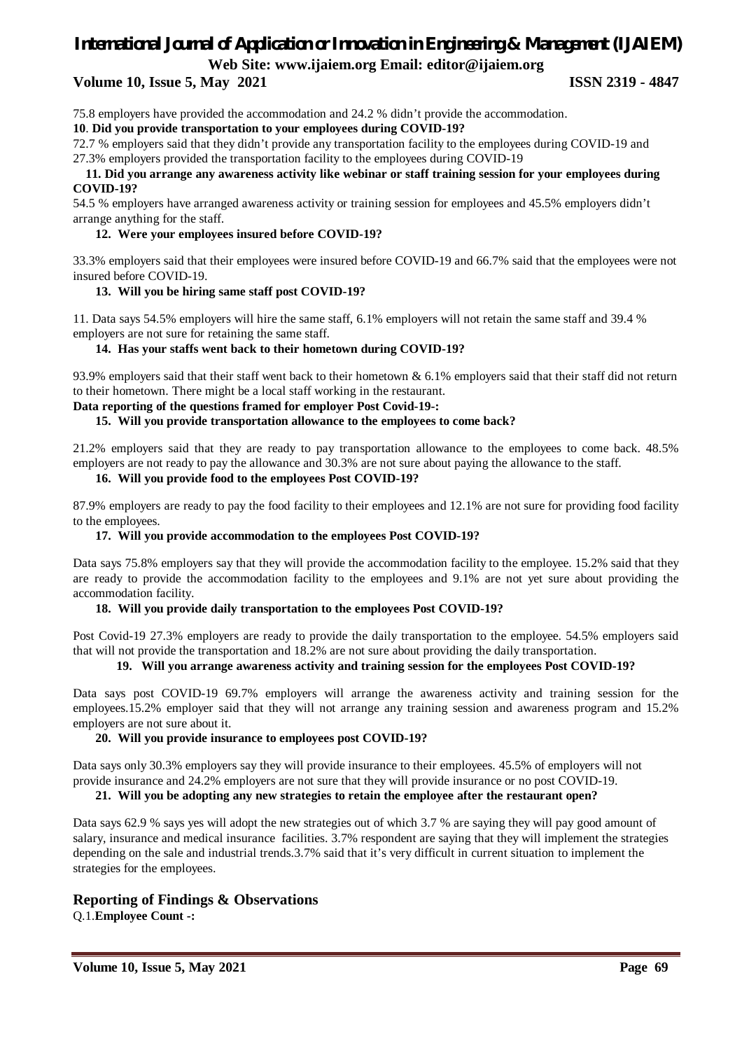75.8 employers have provided the accommodation and 24.2 % didn't provide the accommodation.

**10**. **Did you provide transportation to your employees during COVID-19?**

72.7 % employers said that they didn't provide any transportation facility to the employees during COVID-19 and 27.3% employers provided the transportation facility to the employees during COVID-19

**11. Did you arrange any awareness activity like webinar or staff training session for your employees during COVID-19?**

54.5 % employers have arranged awareness activity or training session for employees and 45.5% employers didn't arrange anything for the staff.

**12. Were your employees insured before COVID-19?**

33.3% employers said that their employees were insured before COVID-19 and 66.7% said that the employees were not insured before COVID-19.

**13. Will you be hiring same staff post COVID-19?**

11. Data says 54.5% employers will hire the same staff, 6.1% employers will not retain the same staff and 39.4 % employers are not sure for retaining the same staff.

**14. Has your staffs went back to their hometown during COVID-19?**

93.9% employers said that their staff went back to their hometown & 6.1% employers said that their staff did not return to their hometown. There might be a local staff working in the restaurant.

**Data reporting of the questions framed for employer Post Covid-19-:**

**15. Will you provide transportation allowance to the employees to come back?**

21.2% employers said that they are ready to pay transportation allowance to the employees to come back. 48.5% employers are not ready to pay the allowance and 30.3% are not sure about paying the allowance to the staff.

**16. Will you provide food to the employees Post COVID-19?**

87.9% employers are ready to pay the food facility to their employees and 12.1% are not sure for providing food facility to the employees.

**17. Will you provide accommodation to the employees Post COVID-19?**

Data says 75.8% employers say that they will provide the accommodation facility to the employee. 15.2% said that they are ready to provide the accommodation facility to the employees and 9.1% are not yet sure about providing the accommodation facility.

**18. Will you provide daily transportation to the employees Post COVID-19?**

Post Covid-19 27.3% employers are ready to provide the daily transportation to the employee. 54.5% employers said that will not provide the transportation and 18.2% are not sure about providing the daily transportation.

**19. Will you arrange awareness activity and training session for the employees Post COVID-19?**

Data says post COVID-19 69.7% employers will arrange the awareness activity and training session for the employees.15.2% employer said that they will not arrange any training session and awareness program and 15.2% employers are not sure about it.

**20. Will you provide insurance to employees post COVID-19?**

Data says only 30.3% employers say they will provide insurance to their employees. 45.5% of employers will not provide insurance and 24.2% employers are not sure that they will provide insurance or no post COVID-19.

**21. Will you be adopting any new strategies to retain the employee after the restaurant open?**

Data says 62.9 % says yes will adopt the new strategies out of which 3.7 % are saying they will pay good amount of salary, insurance and medical insurance facilities. 3.7% respondent are saying that they will implement the strategies depending on the sale and industrial trends.3.7% said that it's very difficult in current situation to implement the strategies for the employees.

## Reporting of Findings & Observations

Q.1.**Employee Count -:**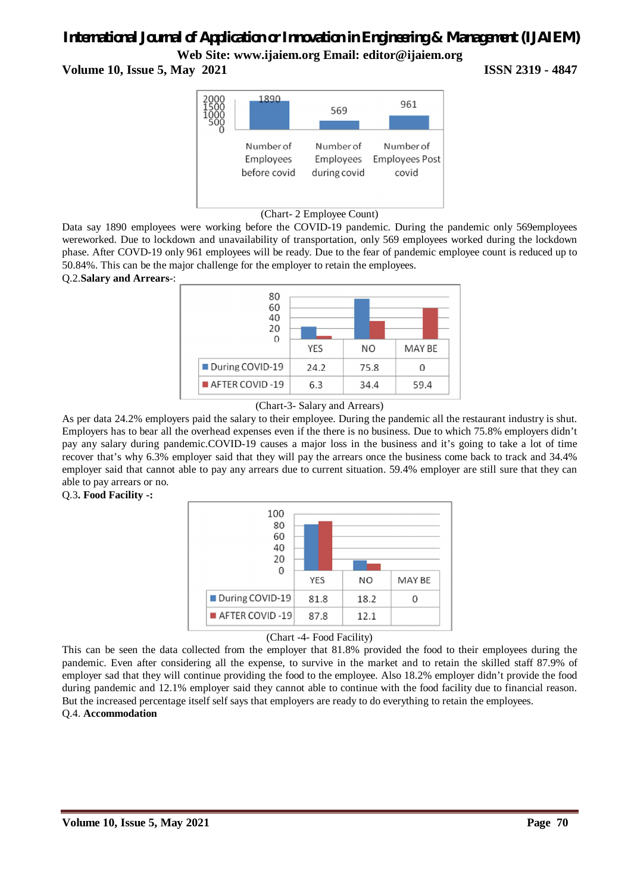| | Number of Employees before covid | Number of Employees during covid | Number of Employees Post covid |
|---|---|---|---|
| | 1890 | 569 | 961 |

(Chart- 2 Employee Count)

Data say 1890 employees were working before the COVID-19 pandemic. During the pandemic only 569employees wereworked. Due to lockdown and unavailability of transportation, only 569 employees worked during the lockdown phase. After COVD-19 only 961 employees will be ready. Due to the fear of pandemic employee count is reduced up to 50.84%. This can be the major challenge for the employer to retain the employees.

Q.2.**Salary and Arrears**-:

| | YES | NO | MAY BE |
|---|---|---|---|
| During COVID-19 | 24.2 | 75.8 | 0 |
| AFTER COVID -19 | 6.3 | 34.4 | 59.4 |

(Chart-3- Salary and Arrears)

As per data 24.2% employers paid the salary to their employee. During the pandemic all the restaurant industry is shut. Employers has to bear all the overhead expenses even if the there is no business. Due to which 75.8% employers didn't pay any salary during pandemic.COVID-19 causes a major loss in the business and it's going to take a lot of time recover that's why 6.3% employer said that they will pay the arrears once the business come back to track and 34.4% employer said that cannot able to pay any arrears due to current situation. 59.4% employer are still sure that they can able to pay arrears or no.

Q.3**. Food Facility -:**

| | YES | NO | MAY BE |
|---|---|---|---|
| During COVID-19 | 81.8 | 18.2 | 0 |
| AFTER COVID -19 | 87.8 | 12.1 | |

(Chart -4- Food Facility)

This can be seen the data collected from the employer that 81.8% provided the food to their employees during the pandemic. Even after considering all the expense, to survive in the market and to retain the skilled staff 87.9% of employer sad that they will continue providing the food to the employee. Also 18.2% employer didn't provide the food during pandemic and 12.1% employer said they cannot able to continue with the food facility due to financial reason. But the increased percentage itself self says that employers are ready to do everything to retain the employees.

Q.4. **Accommodation**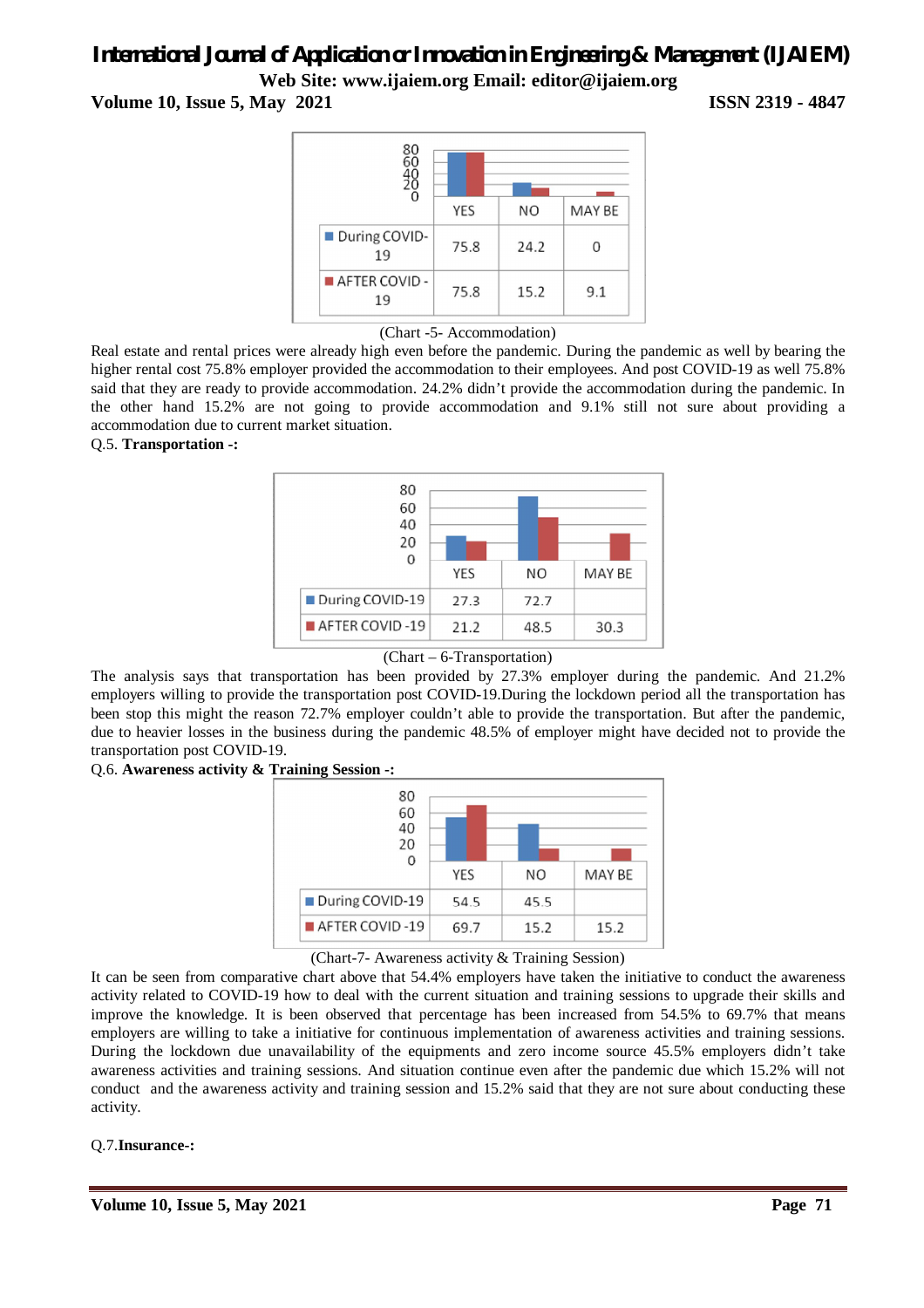|  | YES | NO | MAY BE |
|---|---|---|---|
| During COVID-19 | 75.8 | 24.2 | 0 |
| AFTER COVID - 19 | 75.8 | 15.2 | 9.1 |

(Chart -5- Accommodation)

Real estate and rental prices were already high even before the pandemic. During the pandemic as well by bearing the higher rental cost 75.8% employer provided the accommodation to their employees. And post COVID-19 as well 75.8% said that they are ready to provide accommodation. 24.2% didn't provide the accommodation during the pandemic. In the other hand 15.2% are not going to provide accommodation and 9.1% still not sure about providing a accommodation due to current market situation.

Q.5. **Transportation -:**

|  | YES | NO | MAY BE |
|---|---|---|---|
| During COVID-19 | 27.3 | 72.7 |  |
| AFTER COVID -19 | 21.2 | 48.5 | 30.3 |

(Chart – 6-Transportation)

The analysis says that transportation has been provided by 27.3% employer during the pandemic. And 21.2% employers willing to provide the transportation post COVID-19.During the lockdown period all the transportation has been stop this might the reason 72.7% employer couldn't able to provide the transportation. But after the pandemic, due to heavier losses in the business during the pandemic 48.5% of employer might have decided not to provide the transportation post COVID-19.

Q.6. **Awareness activity & Training Session -:**

|  | YES | NO | MAY BE |
|---|---|---|---|
| During COVID-19 | 54.5 | 45.5 |  |
| AFTER COVID -19 | 69.7 | 15.2 | 15.2 |

(Chart-7- Awareness activity & Training Session)

It can be seen from comparative chart above that 54.4% employers have taken the initiative to conduct the awareness activity related to COVID-19 how to deal with the current situation and training sessions to upgrade their skills and improve the knowledge. It is been observed that percentage has been increased from 54.5% to 69.7% that means employers are willing to take a initiative for continuous implementation of awareness activities and training sessions. During the lockdown due unavailability of the equipments and zero income source 45.5% employers didn't take awareness activities and training sessions. And situation continue even after the pandemic due which 15.2% will not conduct and the awareness activity and training session and 15.2% said that they are not sure about conducting these activity.

Q.7.**Insurance-:**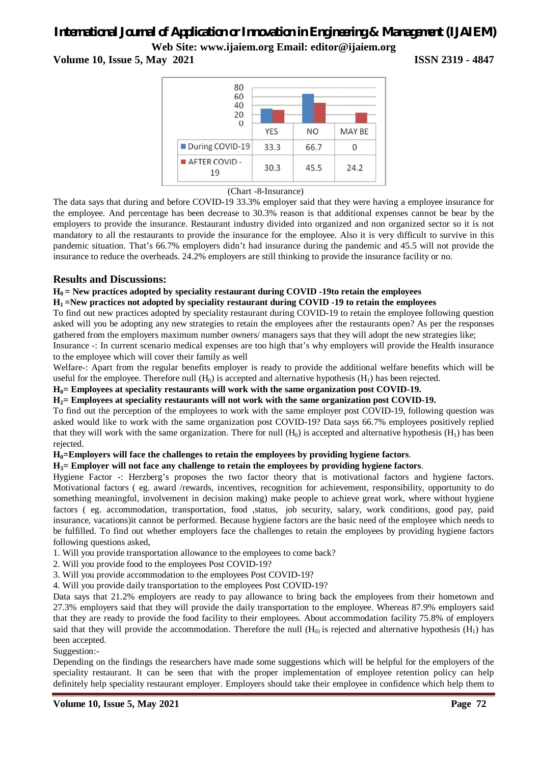| | YES | NO | MAY BE |
|---|---|---|---|
| During COVID-19 | 33.3 | 66.7 | 0 |
| AFTER COVID - 19 | 30.3 | 45.5 | 24.2 |

(Chart -8-Insurance)

The data says that during and before COVID-19 33.3% employer said that they were having a employee insurance for the employee. And percentage has been decrease to 30.3% reason is that additional expenses cannot be bear by the employers to provide the insurance. Restaurant industry divided into organized and non organized sector so it is not mandatory to all the restaurants to provide the insurance for the employee. Also it is very difficult to survive in this pandemic situation. That's 66.7% employers didn't had insurance during the pandemic and 45.5 will not provide the insurance to reduce the overheads. 24.2% employers are still thinking to provide the insurance facility or no.

## Results and Discussions:

**$H_0$ = New practices adopted by speciality restaurant during COVID -19to retain the employees**

**$H_1$ =New practices not adopted by speciality restaurant during COVID -19 to retain the employees**

To find out new practices adopted by speciality restaurant during COVID-19 to retain the employee following question asked will you be adopting any new strategies to retain the employees after the restaurants open? As per the responses gathered from the employers maximum number owners/ managers says that they will adopt the new strategies like;

Insurance -: In current scenario medical expenses are too high that's why employers will provide the Health insurance to the employee which will cover their family as well

Welfare-: Apart from the regular benefits employer is ready to provide the additional welfare benefits which will be useful for the employee. Therefore null ($H_0$) is accepted and alternative hypothesis ($H_1$) has been rejected.

**$H_0$= Employees at speciality restaurants will work with the same organization post COVID-19.**

**$H_2$= Employees at speciality restaurants will not work with the same organization post COVID-19.**

To find out the perception of the employees to work with the same employer post COVID-19, following question was asked would like to work with the same organization post COVID-19? Data says 66.7% employees positively replied that they will work with the same organization. There for null ($H_0$) is accepted and alternative hypothesis ($H_1$) has been rejected.

**$H_0$=Employers will face the challenges to retain the employees by providing hygiene factors**.

**$H_3$= Employer will not face any challenge to retain the employees by providing hygiene factors**.

Hygiene Factor -: Herzberg's proposes the two factor theory that is motivational factors and hygiene factors. Motivational factors ( eg. award /rewards, incentives, recognition for achievement, responsibility, opportunity to do something meaningful, involvement in decision making) make people to achieve great work, where without hygiene factors ( eg. accommodation, transportation, food ,status, job security, salary, work conditions, good pay, paid insurance, vacations)it cannot be performed. Because hygiene factors are the basic need of the employee which needs to be fulfilled. To find out whether employers face the challenges to retain the employees by providing hygiene factors following questions asked,

1. Will you provide transportation allowance to the employees to come back?
2. Will you provide food to the employees Post COVID-19?
3. Will you provide accommodation to the employees Post COVID-19?
4. Will you provide daily transportation to the employees Post COVID-19?

Data says that 21.2% employers are ready to pay allowance to bring back the employees from their hometown and 27.3% employers said that they will provide the daily transportation to the employee. Whereas 87.9% employers said that they are ready to provide the food facility to their employees. About accommodation facility 75.8% of employers said that they will provide the accommodation. Therefore the null ($H_0$) is rejected and alternative hypothesis ($H_1$) has been accepted.

Suggestion:-

Depending on the findings the researchers have made some suggestions which will be helpful for the employers of the speciality restaurant. It can be seen that with the proper implementation of employee retention policy can help definitely help speciality restaurant employer. Employers should take their employee in confidence which help them to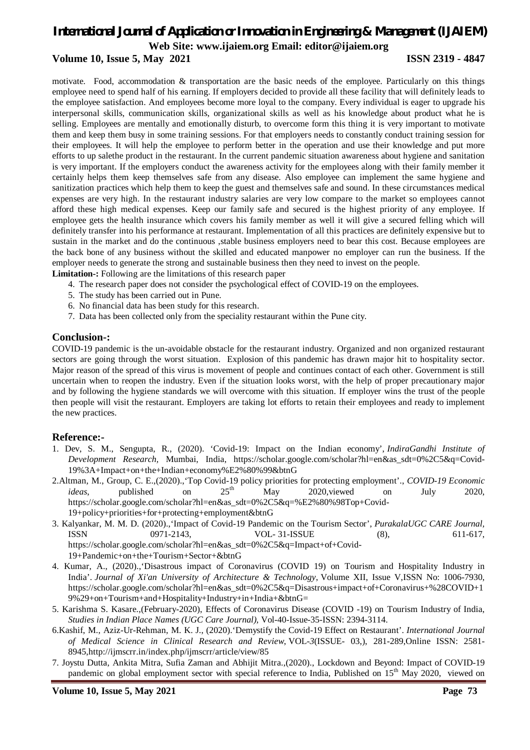motivate. Food, accommodation & transportation are the basic needs of the employee. Particularly on this things employee need to spend half of his earning. If employers decided to provide all these facility that will definitely leads to the employee satisfaction. And employees become more loyal to the company. Every individual is eager to upgrade his interpersonal skills, communication skills, organizational skills as well as his knowledge about product what he is selling. Employees are mentally and emotionally disturb, to overcome form this thing it is very important to motivate them and keep them busy in some training sessions. For that employers needs to constantly conduct training session for their employees. It will help the employee to perform better in the operation and use their knowledge and put more efforts to up salethe product in the restaurant. In the current pandemic situation awareness about hygiene and sanitation is very important. If the employers conduct the awareness activity for the employees along with their family member it certainly helps them keep themselves safe from any disease. Also employee can implement the same hygiene and sanitization practices which help them to keep the guest and themselves safe and sound. In these circumstances medical expenses are very high. In the restaurant industry salaries are very low compare to the market so employees cannot afford these high medical expenses. Keep our family safe and secured is the highest priority of any employee. If employee gets the health insurance which covers his family member as well it will give a secured felling which will definitely transfer into his performance at restaurant. Implementation of all this practices are definitely expensive but to sustain in the market and do the continuous ,stable business employers need to bear this cost. Because employees are the back bone of any business without the skilled and educated manpower no employer can run the business. If the employer needs to generate the strong and sustainable business then they need to invest on the people.

**Limitation-:** Following are the limitations of this research paper

4. The research paper does not consider the psychological effect of COVID-19 on the employees.
5. The study has been carried out in Pune.
6. No financial data has been study for this research.
7. Data has been collected only from the speciality restaurant within the Pune city.

## Conclusion-:

COVID-19 pandemic is the un-avoidable obstacle for the restaurant industry. Organized and non organized restaurant sectors are going through the worst situation. Explosion of this pandemic has drawn major hit to hospitality sector. Major reason of the spread of this virus is movement of people and continues contact of each other. Government is still uncertain when to reopen the industry. Even if the situation looks worst, with the help of proper precautionary major and by following the hygiene standards we will overcome with this situation. If employer wins the trust of the people then people will visit the restaurant. Employers are taking lot efforts to retain their employees and ready to implement the new practices.

## Reference:-

1. Dev, S. M., Sengupta, R., (2020). 'Covid-19: Impact on the Indian economy', *IndiraGandhi Institute of Development Research,* Mumbai, India, https://scholar.google.com/scholar?hl=en&as_sdt=0%2C5&q=Covid-19%3A+Impact+on+the+Indian+economy%E2%80%99&btnG
2. Altman, M., Group, C. E.,(2020).,'Top Covid-19 policy priorities for protecting employment'., *COVID-19 Economic ideas*, published on 25th May 2020,viewed on July 2020, https://scholar.google.com/scholar?hl=en&as_sdt=0%2C5&q=%E2%80%98Top+Covid-19+policy+priorities+for+protecting+employment&btnG
3. Kalyankar, M. M. D. (2020).,'Impact of Covid-19 Pandemic on the Tourism Sector', *PurakalaUGC CARE Journal,* ISSN 0971-2143, VOL- 31-ISSUE (8), 611-617, https://scholar.google.com/scholar?hl=en&as_sdt=0%2C5&q=Impact+of+Covid-19+Pandemic+on+the+Tourism+Sector+&btnG
4. Kumar, A., (2020).,'Disastrous impact of Coronavirus (COVID 19) on Tourism and Hospitality Industry in India'. *Journal of Xi'an University of Architecture & Technology*, Volume XII, Issue V,ISSN No: 1006-7930, https://scholar.google.com/scholar?hl=en&as_sdt=0%2C5&q=Disastrous+impact+of+Coronavirus+%28COVID+19%29+on+Tourism+and+Hospitality+Industry+in+India+&btnG=
5. Karishma S. Kasare.,(February-2020), Effects of Coronavirus Disease (COVID -19) on Tourism Industry of India, *Studies in Indian Place Names (UGC Care Journal)*, Vol-40-Issue-35-ISSN: 2394-3114.
6. Kashif, M., Aziz-Ur-Rehman, M. K. J., (2020).'Demystify the Covid-19 Effect on Restaurant'. *International Journal of Medical Science in Clinical Research and Review*, VOL-*3*(ISSUE- 03,), 281-289,Online ISSN: 2581-8945,http://ijmscrr.in/index.php/ijmscrr/article/view/85
7. Joystu Dutta, Ankita Mitra, Sufia Zaman and Abhijit Mitra.,(2020)., Lockdown and Beyond: Impact of COVID-19 pandemic on global employment sector with special reference to India, Published on 15th May 2020, viewed on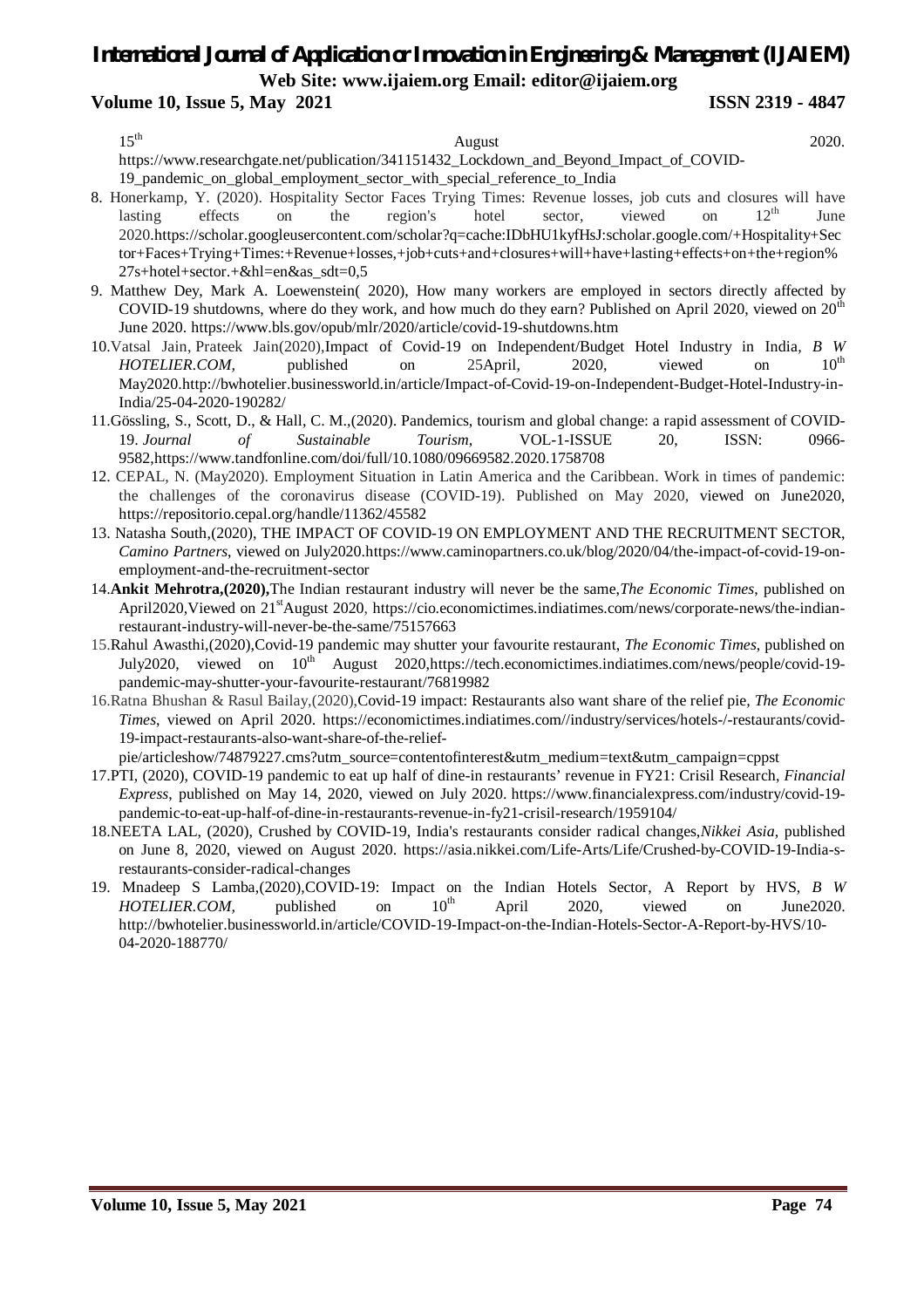15th August 2020. https://www.researchgate.net/publication/341151432_Lockdown_and_Beyond_Impact_of_COVID-19_pandemic_on_global_employment_sector_with_special_reference_to_India

8. Honerkamp, Y. (2020). Hospitality Sector Faces Trying Times: Revenue losses, job cuts and closures will have lasting effects on the region's hotel sector, viewed on 12th June 2020.https://scholar.googleusercontent.com/scholar?q=cache:IDbHU1kyfHsJ:scholar.google.com/+Hospitality+Sector+Faces+Trying+Times:+Revenue+losses,+job+cuts+and+closures+will+have+lasting+effects+on+the+region%27s+hotel+sector.+&hl=en&as_sdt=0,5
9. Matthew Dey, Mark A. Loewenstein( 2020), How many workers are employed in sectors directly affected by COVID-19 shutdowns, where do they work, and how much do they earn? Published on April 2020, viewed on 20th June 2020. https://www.bls.gov/opub/mlr/2020/article/covid-19-shutdowns.htm
10. Vatsal Jain, Prateek Jain(2020),Impact of Covid-19 on Independent/Budget Hotel Industry in India, *B W HOTELIER.COM,* published on 25April, 2020, viewed on 10th May2020.http://bwhotelier.businessworld.in/article/Impact-of-Covid-19-on-Independent-Budget-Hotel-Industry-in-India/25-04-2020-190282/
11. Gössling, S., Scott, D., & Hall, C. M.,(2020). Pandemics, tourism and global change: a rapid assessment of COVID-19. *Journal of Sustainable Tourism*, VOL-1-ISSUE 20, ISSN: 0966-9582,https://www.tandfonline.com/doi/full/10.1080/09669582.2020.1758708
12. CEPAL, N. (May2020). Employment Situation in Latin America and the Caribbean. Work in times of pandemic: the challenges of the coronavirus disease (COVID-19). Published on May 2020, viewed on June2020, https://repositorio.cepal.org/handle/11362/45582
13. Natasha South,(2020), THE IMPACT OF COVID-19 ON EMPLOYMENT AND THE RECRUITMENT SECTOR, *Camino Partners*, viewed on July2020.https://www.caminopartners.co.uk/blog/2020/04/the-impact-of-covid-19-on-employment-and-the-recruitment-sector
14. **Ankit Mehrotra,(2020),**The Indian restaurant industry will never be the same,*The Economic Times*, published on April2020,Viewed on 21stAugust 2020, https://cio.economictimes.indiatimes.com/news/corporate-news/the-indian-restaurant-industry-will-never-be-the-same/75157663
15. Rahul Awasthi,(2020),Covid-19 pandemic may shutter your favourite restaurant, *The Economic Times*, published on July2020, viewed on 10th August 2020,https://tech.economictimes.indiatimes.com/news/people/covid-19-pandemic-may-shutter-your-favourite-restaurant/76819982
16. Ratna Bhushan & Rasul Bailay,(2020),Covid-19 impact: Restaurants also want share of the relief pie, *The Economic Times*, viewed on April 2020. https://economictimes.indiatimes.com//industry/services/hotels-/-restaurants/covid-19-impact-restaurants-also-want-share-of-the-relief-pie/articleshow/74879227.cms?utm_source=contentofinterest&utm_medium=text&utm_campaign=cppst
17. PTI, (2020), COVID-19 pandemic to eat up half of dine-in restaurants' revenue in FY21: Crisil Research, *Financial Express*, published on May 14, 2020, viewed on July 2020. https://www.financialexpress.com/industry/covid-19-pandemic-to-eat-up-half-of-dine-in-restaurants-revenue-in-fy21-crisil-research/1959104/
18. NEETA LAL, (2020), Crushed by COVID-19, India's restaurants consider radical changes,*Nikkei Asia*, published on June 8, 2020, viewed on August 2020. https://asia.nikkei.com/Life-Arts/Life/Crushed-by-COVID-19-India-s-restaurants-consider-radical-changes
19. Mnadeep S Lamba,(2020),COVID-19: Impact on the Indian Hotels Sector, A Report by HVS, *B W HOTELIER.COM,* published on 10th April 2020, viewed on June2020. http://bwhotelier.businessworld.in/article/COVID-19-Impact-on-the-Indian-Hotels-Sector-A-Report-by-HVS/10-04-2020-188770/